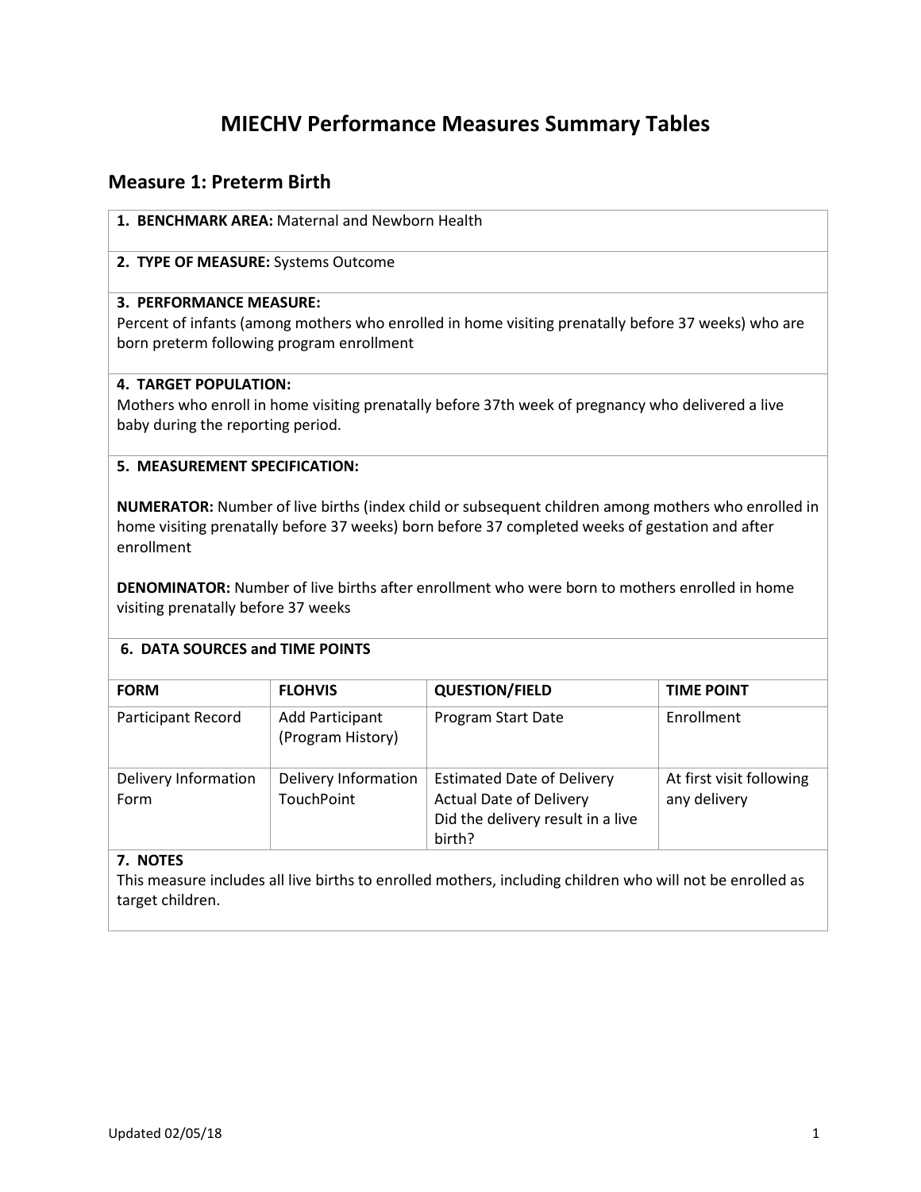# MIECHV Performance Measures Summary Tables

## Measure 1: Preterm Birth

**1. BENCHMARK AREA:** Maternal and Newborn Health

**2. TYPE OF MEASURE:** Systems Outcome

**3. PERFORMANCE MEASURE:**
Percent of infants (among mothers who enrolled in home visiting prenatally before 37 weeks) who are born preterm following program enrollment

**4. TARGET POPULATION:**
Mothers who enroll in home visiting prenatally before 37th week of pregnancy who delivered a live baby during the reporting period.

**5. MEASUREMENT SPECIFICATION:**

**NUMERATOR:** Number of live births (index child or subsequent children among mothers who enrolled in home visiting prenatally before 37 weeks) born before 37 completed weeks of gestation and after enrollment

**DENOMINATOR:** Number of live births after enrollment who were born to mothers enrolled in home visiting prenatally before 37 weeks

**6. DATA SOURCES and TIME POINTS**

| FORM | FLOHVIS | QUESTION/FIELD | TIME POINT |
|---|---|---|---|
| Participant Record | Add Participant (Program History) | Program Start Date | Enrollment |
| Delivery Information Form | Delivery Information TouchPoint | Estimated Date of Delivery<br>Actual Date of Delivery<br>Did the delivery result in a live birth? | At first visit following any delivery |

**7. NOTES**
This measure includes all live births to enrolled mothers, including children who will not be enrolled as target children.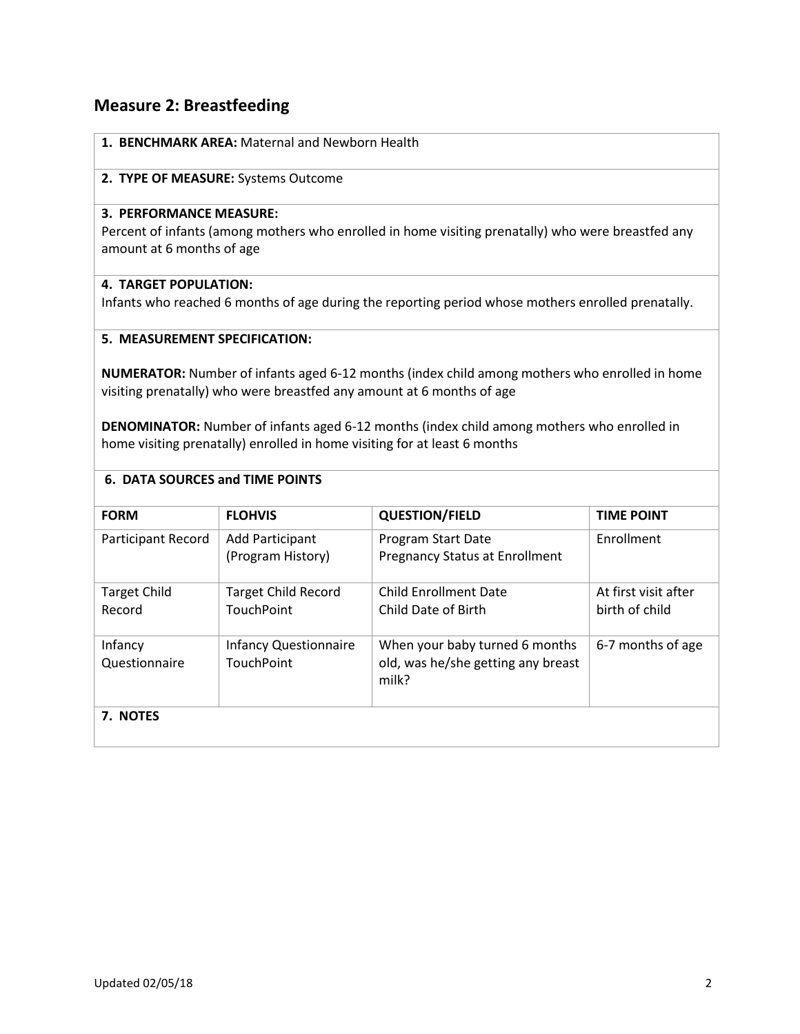## Measure 2: Breastfeeding

**1. BENCHMARK AREA:** Maternal and Newborn Health

**2. TYPE OF MEASURE:** Systems Outcome

**3. PERFORMANCE MEASURE:**
Percent of infants (among mothers who enrolled in home visiting prenatally) who were breastfed any amount at 6 months of age

**4. TARGET POPULATION:**
Infants who reached 6 months of age during the reporting period whose mothers enrolled prenatally.

**5. MEASUREMENT SPECIFICATION:**

**NUMERATOR:** Number of infants aged 6-12 months (index child among mothers who enrolled in home visiting prenatally) who were breastfed any amount at 6 months of age

**DENOMINATOR:** Number of infants aged 6-12 months (index child among mothers who enrolled in home visiting prenatally) enrolled in home visiting for at least 6 months

**6. DATA SOURCES and TIME POINTS**

| FORM | FLOHVIS | QUESTION/FIELD | TIME POINT |
|---|---|---|---|
| Participant Record | Add Participant (Program History) | Program Start Date<br>Pregnancy Status at Enrollment | Enrollment |
| Target Child Record | Target Child Record TouchPoint | Child Enrollment Date<br>Child Date of Birth | At first visit after birth of child |
| Infancy Questionnaire | Infancy Questionnaire TouchPoint | When your baby turned 6 months old, was he/she getting any breast milk? | 6-7 months of age |

**7. NOTES**

Updated 02/05/18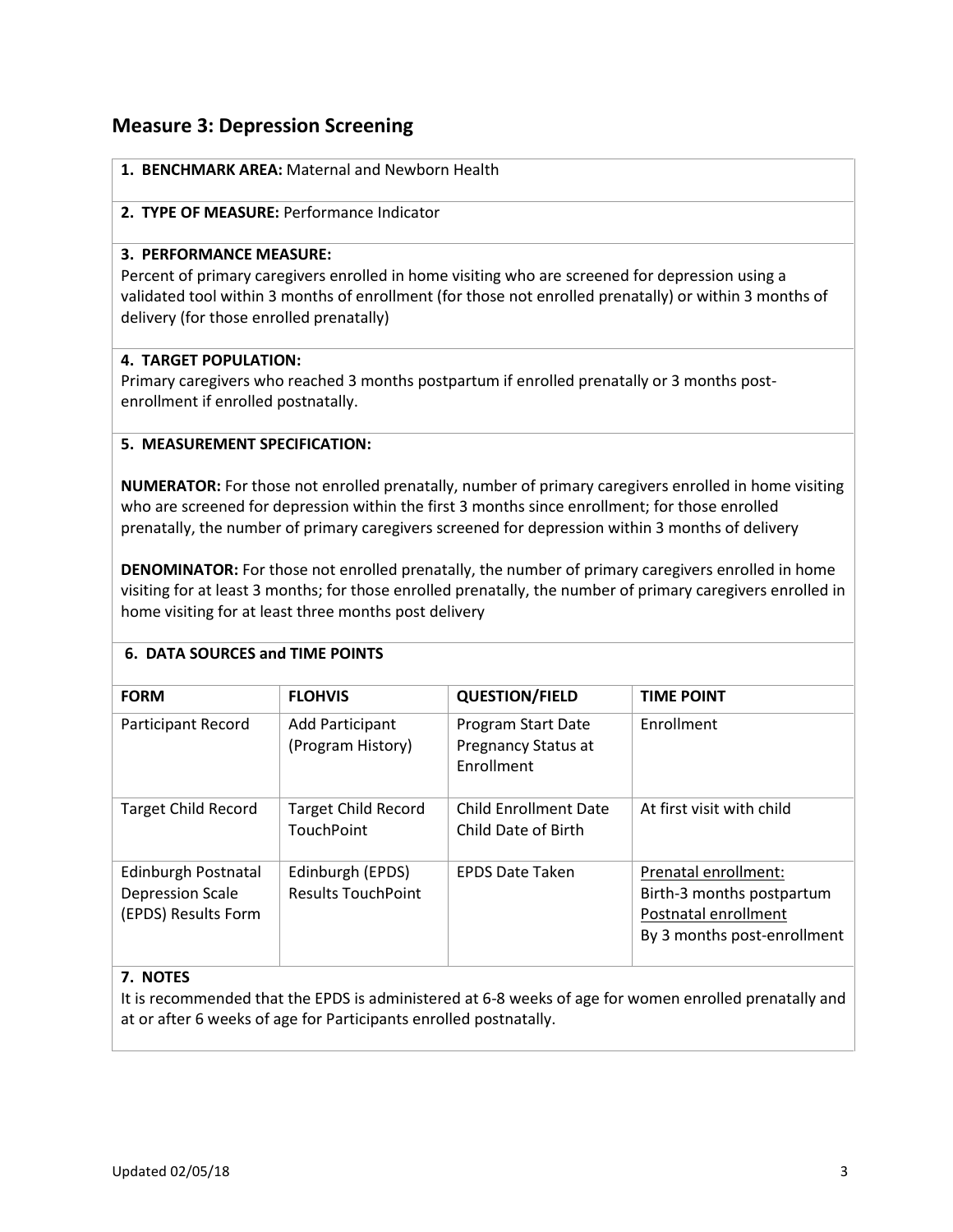## Measure 3: Depression Screening

**1. BENCHMARK AREA:** Maternal and Newborn Health

**2. TYPE OF MEASURE:** Performance Indicator

**3. PERFORMANCE MEASURE:**
Percent of primary caregivers enrolled in home visiting who are screened for depression using a validated tool within 3 months of enrollment (for those not enrolled prenatally) or within 3 months of delivery (for those enrolled prenatally)

**4. TARGET POPULATION:**
Primary caregivers who reached 3 months postpartum if enrolled prenatally or 3 months post-enrollment if enrolled postnatally.

**5. MEASUREMENT SPECIFICATION:**

**NUMERATOR:** For those not enrolled prenatally, number of primary caregivers enrolled in home visiting who are screened for depression within the first 3 months since enrollment; for those enrolled prenatally, the number of primary caregivers screened for depression within 3 months of delivery

**DENOMINATOR:** For those not enrolled prenatally, the number of primary caregivers enrolled in home visiting for at least 3 months; for those enrolled prenatally, the number of primary caregivers enrolled in home visiting for at least three months post delivery

**6. DATA SOURCES and TIME POINTS**

| FORM | FLOHVIS | QUESTION/FIELD | TIME POINT |
|---|---|---|---|
| Participant Record | Add Participant (Program History) | Program Start Date<br>Pregnancy Status at Enrollment | Enrollment |
| Target Child Record | Target Child Record TouchPoint | Child Enrollment Date<br>Child Date of Birth | At first visit with child |
| Edinburgh Postnatal Depression Scale (EPDS) Results Form | Edinburgh (EPDS) Results TouchPoint | EPDS Date Taken | Prenatal enrollment:<br>Birth-3 months postpartum<br>Postnatal enrollment<br>By 3 months post-enrollment |

**7. NOTES**
It is recommended that the EPDS is administered at 6-8 weeks of age for women enrolled prenatally and at or after 6 weeks of age for Participants enrolled postnatally.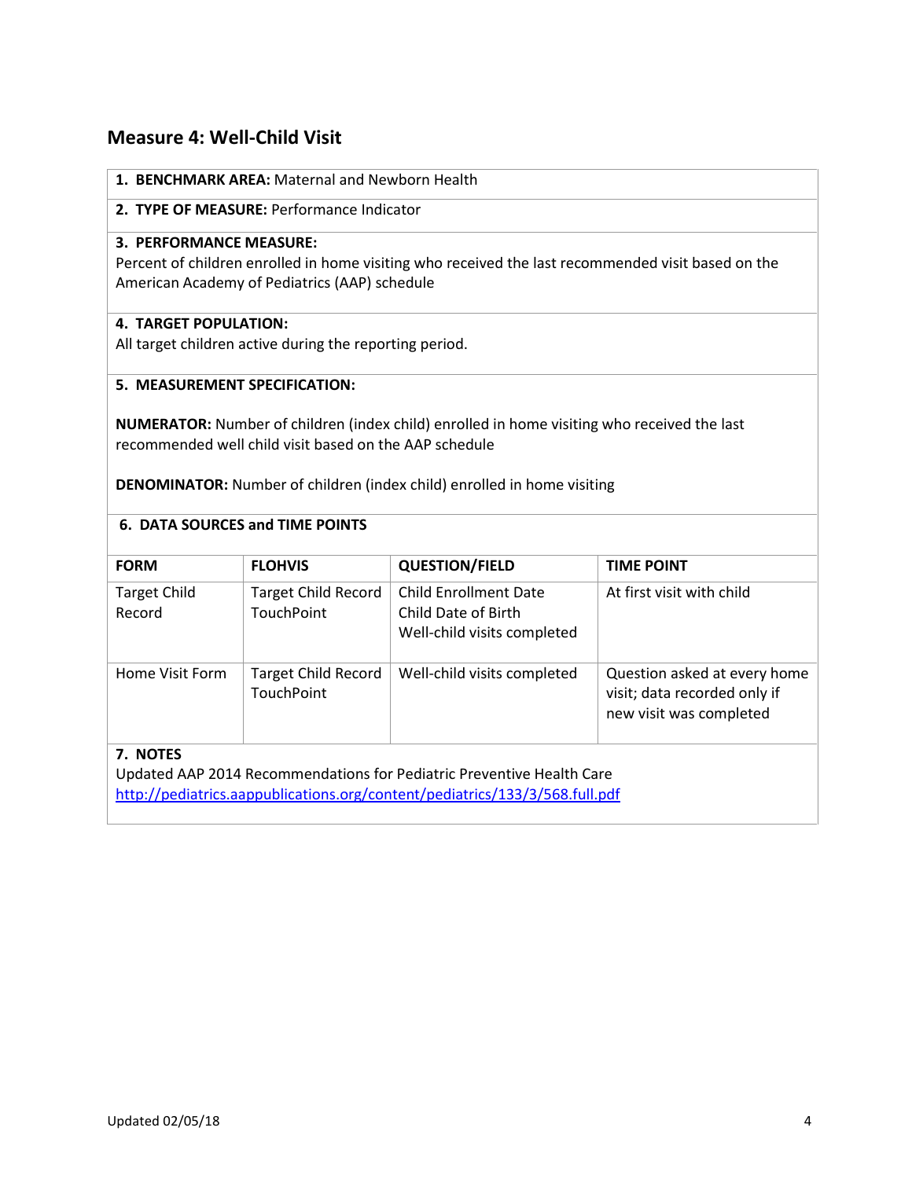## Measure 4: Well-Child Visit

**1. BENCHMARK AREA:** Maternal and Newborn Health

**2. TYPE OF MEASURE:** Performance Indicator

**3. PERFORMANCE MEASURE:**
Percent of children enrolled in home visiting who received the last recommended visit based on the American Academy of Pediatrics (AAP) schedule

**4. TARGET POPULATION:**
All target children active during the reporting period.

**5. MEASUREMENT SPECIFICATION:**

**NUMERATOR:** Number of children (index child) enrolled in home visiting who received the last recommended well child visit based on the AAP schedule

**DENOMINATOR:** Number of children (index child) enrolled in home visiting

**6. DATA SOURCES and TIME POINTS**

| FORM | FLOHVIS | QUESTION/FIELD | TIME POINT |
|---|---|---|---|
| Target Child Record | Target Child Record TouchPoint | Child Enrollment Date<br>Child Date of Birth<br>Well-child visits completed | At first visit with child |
| Home Visit Form | Target Child Record TouchPoint | Well-child visits completed | Question asked at every home visit; data recorded only if new visit was completed |

**7. NOTES**
Updated AAP 2014 Recommendations for Pediatric Preventive Health Care
http://pediatrics.aappublications.org/content/pediatrics/133/3/568.full.pdf

Updated 02/05/18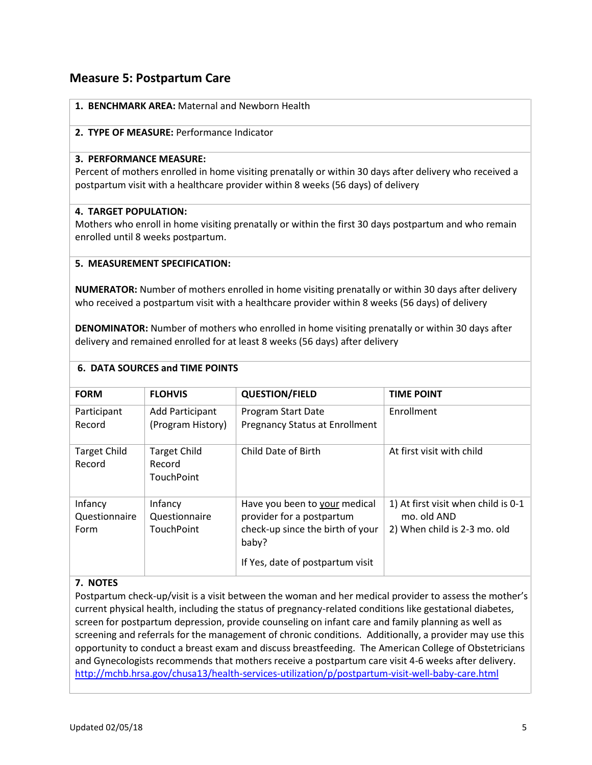## Measure 5: Postpartum Care

**1. BENCHMARK AREA:** Maternal and Newborn Health

**2. TYPE OF MEASURE:** Performance Indicator

**3. PERFORMANCE MEASURE:**
Percent of mothers enrolled in home visiting prenatally or within 30 days after delivery who received a postpartum visit with a healthcare provider within 8 weeks (56 days) of delivery

**4. TARGET POPULATION:**
Mothers who enroll in home visiting prenatally or within the first 30 days postpartum and who remain enrolled until 8 weeks postpartum.

**5. MEASUREMENT SPECIFICATION:**

**NUMERATOR:** Number of mothers enrolled in home visiting prenatally or within 30 days after delivery who received a postpartum visit with a healthcare provider within 8 weeks (56 days) of delivery

**DENOMINATOR:** Number of mothers who enrolled in home visiting prenatally or within 30 days after delivery and remained enrolled for at least 8 weeks (56 days) after delivery

**6. DATA SOURCES and TIME POINTS**

| FORM | FLOHVIS | QUESTION/FIELD | TIME POINT |
|---|---|---|---|
| Participant Record | Add Participant (Program History) | Program Start Date<br>Pregnancy Status at Enrollment | Enrollment |
| Target Child Record | Target Child Record TouchPoint | Child Date of Birth | At first visit with child |
| Infancy Questionnaire Form | Infancy Questionnaire TouchPoint | Have you been to your medical provider for a postpartum check-up since the birth of your baby?<br><br>If Yes, date of postpartum visit | 1) At first visit when child is 0-1 mo. old AND<br>2) When child is 2-3 mo. old |

**7. NOTES**
Postpartum check-up/visit is a visit between the woman and her medical provider to assess the mother's current physical health, including the status of pregnancy-related conditions like gestational diabetes, screen for postpartum depression, provide counseling on infant care and family planning as well as screening and referrals for the management of chronic conditions. Additionally, a provider may use this opportunity to conduct a breast exam and discuss breastfeeding. The American College of Obstetricians and Gynecologists recommends that mothers receive a postpartum care visit 4-6 weeks after delivery.
http://mchb.hrsa.gov/chusa13/health-services-utilization/p/postpartum-visit-well-baby-care.html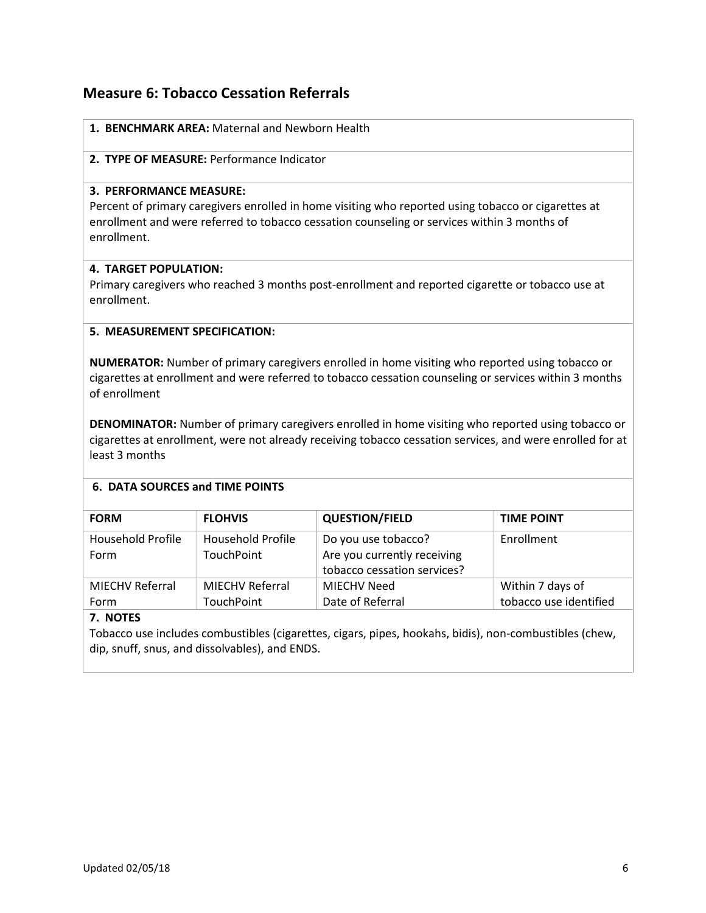## Measure 6: Tobacco Cessation Referrals

**1. BENCHMARK AREA:** Maternal and Newborn Health

**2. TYPE OF MEASURE:** Performance Indicator

**3. PERFORMANCE MEASURE:**
Percent of primary caregivers enrolled in home visiting who reported using tobacco or cigarettes at enrollment and were referred to tobacco cessation counseling or services within 3 months of enrollment.

**4. TARGET POPULATION:**
Primary caregivers who reached 3 months post-enrollment and reported cigarette or tobacco use at enrollment.

**5. MEASUREMENT SPECIFICATION:**

**NUMERATOR:** Number of primary caregivers enrolled in home visiting who reported using tobacco or cigarettes at enrollment and were referred to tobacco cessation counseling or services within 3 months of enrollment

**DENOMINATOR:** Number of primary caregivers enrolled in home visiting who reported using tobacco or cigarettes at enrollment, were not already receiving tobacco cessation services, and were enrolled for at least 3 months

**6. DATA SOURCES and TIME POINTS**

| FORM | FLOHVIS | QUESTION/FIELD | TIME POINT |
|---|---|---|---|
| Household Profile Form | Household Profile TouchPoint | Do you use tobacco?<br>Are you currently receiving tobacco cessation services? | Enrollment |
| MIECHV Referral Form | MIECHV Referral TouchPoint | MIECHV Need<br>Date of Referral | Within 7 days of tobacco use identified |

**7. NOTES**
Tobacco use includes combustibles (cigarettes, cigars, pipes, hookahs, bidis), non-combustibles (chew, dip, snuff, snus, and dissolvables), and ENDS.

Updated 02/05/18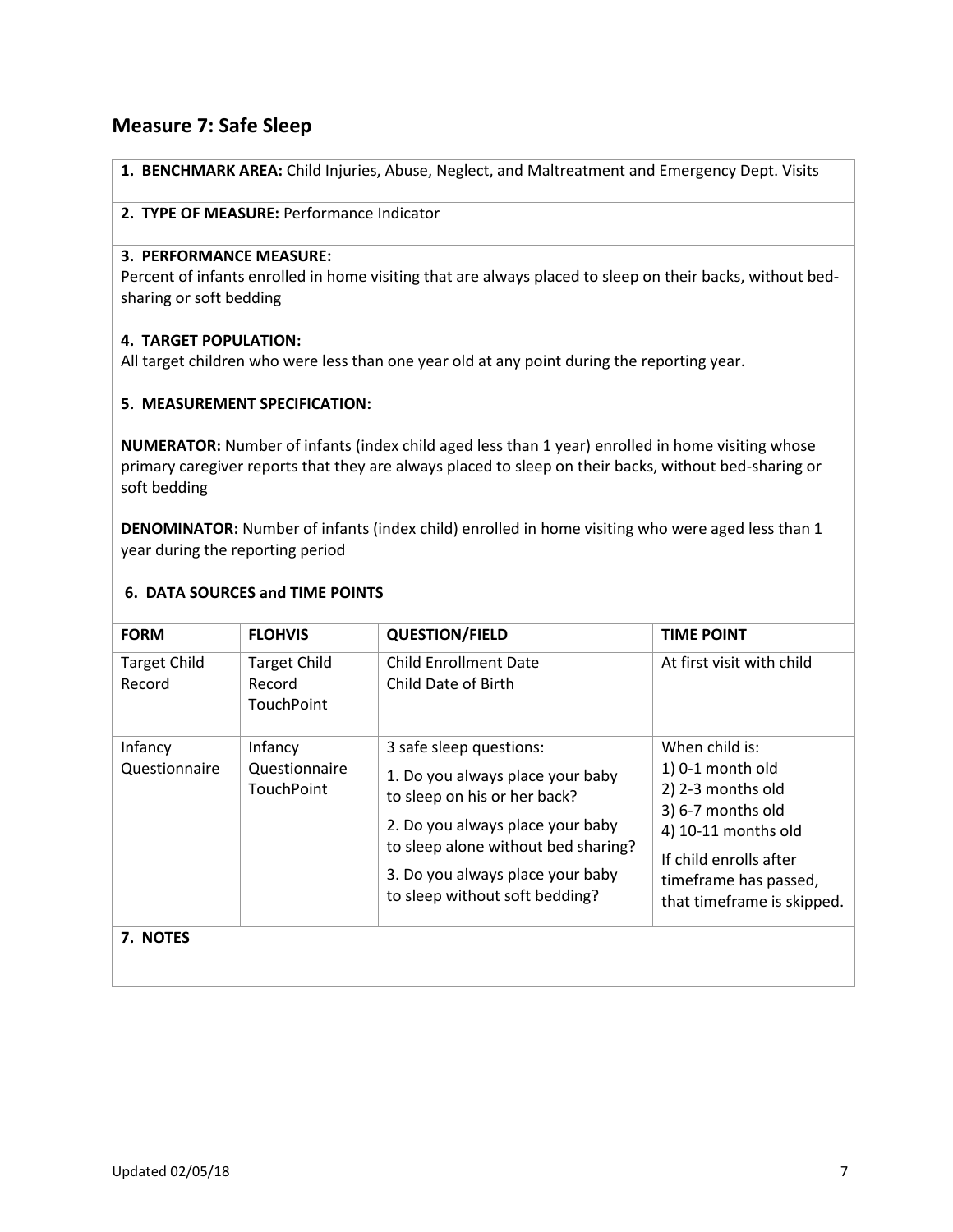## Measure 7: Safe Sleep

**1. BENCHMARK AREA:** Child Injuries, Abuse, Neglect, and Maltreatment and Emergency Dept. Visits

**2. TYPE OF MEASURE:** Performance Indicator

**3. PERFORMANCE MEASURE:**
Percent of infants enrolled in home visiting that are always placed to sleep on their backs, without bed-sharing or soft bedding

**4. TARGET POPULATION:**
All target children who were less than one year old at any point during the reporting year.

**5. MEASUREMENT SPECIFICATION:**

**NUMERATOR:** Number of infants (index child aged less than 1 year) enrolled in home visiting whose primary caregiver reports that they are always placed to sleep on their backs, without bed-sharing or soft bedding

**DENOMINATOR:** Number of infants (index child) enrolled in home visiting who were aged less than 1 year during the reporting period

**6. DATA SOURCES and TIME POINTS**

| FORM | FLOHVIS | QUESTION/FIELD | TIME POINT |
|---|---|---|---|
| Target Child Record | Target Child Record TouchPoint | Child Enrollment Date<br>Child Date of Birth | At first visit with child |
| Infancy Questionnaire | Infancy Questionnaire TouchPoint | 3 safe sleep questions:<br>1. Do you always place your baby to sleep on his or her back?<br>2. Do you always place your baby to sleep alone without bed sharing?<br>3. Do you always place your baby to sleep without soft bedding? | When child is:<br>1) 0-1 month old<br>2) 2-3 months old<br>3) 6-7 months old<br>4) 10-11 months old<br>If child enrolls after timeframe has passed, that timeframe is skipped. |

**7. NOTES**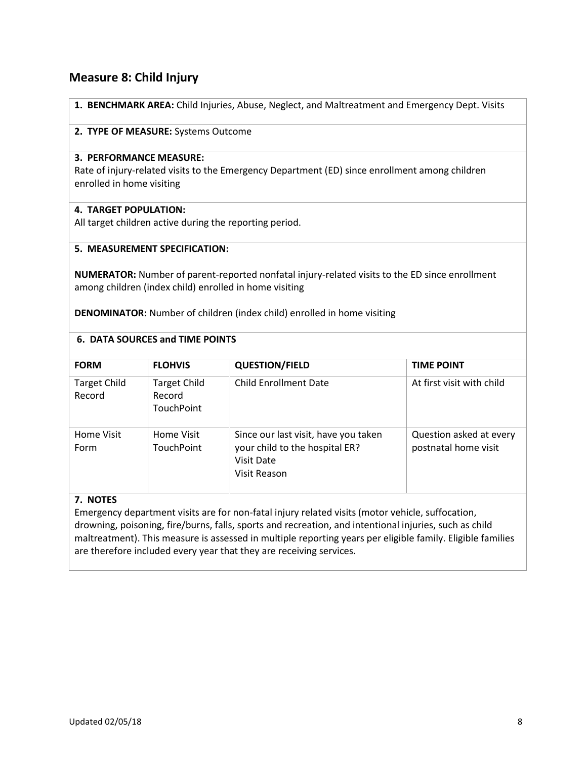## Measure 8: Child Injury

**1. BENCHMARK AREA:** Child Injuries, Abuse, Neglect, and Maltreatment and Emergency Dept. Visits

**2. TYPE OF MEASURE:** Systems Outcome

**3. PERFORMANCE MEASURE:**
Rate of injury-related visits to the Emergency Department (ED) since enrollment among children enrolled in home visiting

**4. TARGET POPULATION:**
All target children active during the reporting period.

**5. MEASUREMENT SPECIFICATION:**

**NUMERATOR:** Number of parent-reported nonfatal injury-related visits to the ED since enrollment among children (index child) enrolled in home visiting

**DENOMINATOR:** Number of children (index child) enrolled in home visiting

**6. DATA SOURCES and TIME POINTS**

| FORM | FLOHVIS | QUESTION/FIELD | TIME POINT |
|---|---|---|---|
| Target Child Record | Target Child Record TouchPoint | Child Enrollment Date | At first visit with child |
| Home Visit Form | Home Visit TouchPoint | Since our last visit, have you taken your child to the hospital ER?<br>Visit Date<br>Visit Reason | Question asked at every postnatal home visit |

**7. NOTES**
Emergency department visits are for non-fatal injury related visits (motor vehicle, suffocation, drowning, poisoning, fire/burns, falls, sports and recreation, and intentional injuries, such as child maltreatment). This measure is assessed in multiple reporting years per eligible family. Eligible families are therefore included every year that they are receiving services.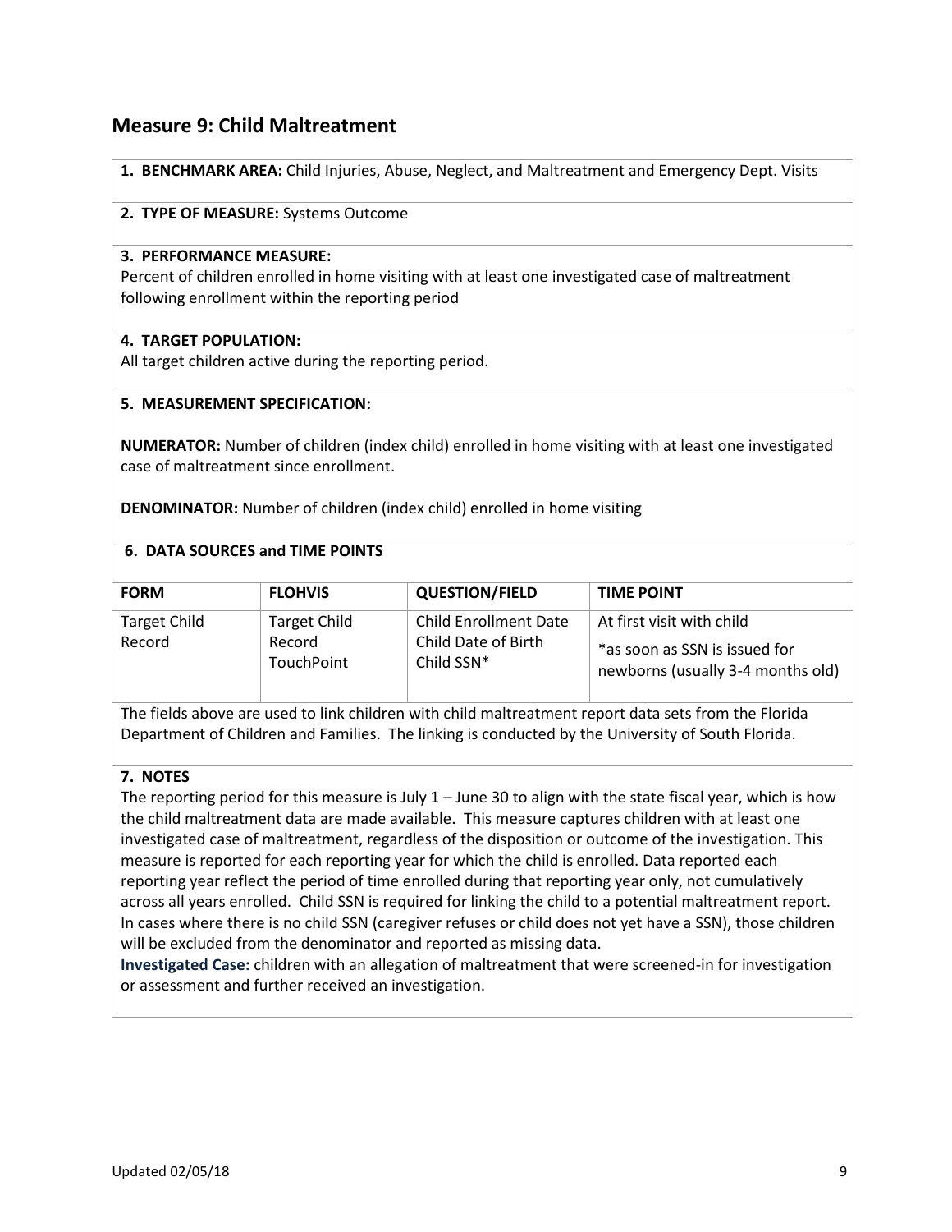## Measure 9: Child Maltreatment

**1. BENCHMARK AREA:** Child Injuries, Abuse, Neglect, and Maltreatment and Emergency Dept. Visits

**2. TYPE OF MEASURE:** Systems Outcome

**3. PERFORMANCE MEASURE:**
Percent of children enrolled in home visiting with at least one investigated case of maltreatment following enrollment within the reporting period

**4. TARGET POPULATION:**
All target children active during the reporting period.

**5. MEASUREMENT SPECIFICATION:**

**NUMERATOR:** Number of children (index child) enrolled in home visiting with at least one investigated case of maltreatment since enrollment.

**DENOMINATOR:** Number of children (index child) enrolled in home visiting

**6. DATA SOURCES and TIME POINTS**

| FORM | FLOHVIS | QUESTION/FIELD | TIME POINT |
|---|---|---|---|
| Target Child Record | Target Child Record TouchPoint | Child Enrollment Date<br>Child Date of Birth<br>Child SSN* | At first visit with child<br>*as soon as SSN is issued for newborns (usually 3-4 months old) |

The fields above are used to link children with child maltreatment report data sets from the Florida Department of Children and Families. The linking is conducted by the University of South Florida.

**7. NOTES**
The reporting period for this measure is July 1 – June 30 to align with the state fiscal year, which is how the child maltreatment data are made available. This measure captures children with at least one investigated case of maltreatment, regardless of the disposition or outcome of the investigation. This measure is reported for each reporting year for which the child is enrolled. Data reported each reporting year reflect the period of time enrolled during that reporting year only, not cumulatively across all years enrolled. Child SSN is required for linking the child to a potential maltreatment report. In cases where there is no child SSN (caregiver refuses or child does not yet have a SSN), those children will be excluded from the denominator and reported as missing data.
**Investigated Case:** children with an allegation of maltreatment that were screened-in for investigation or assessment and further received an investigation.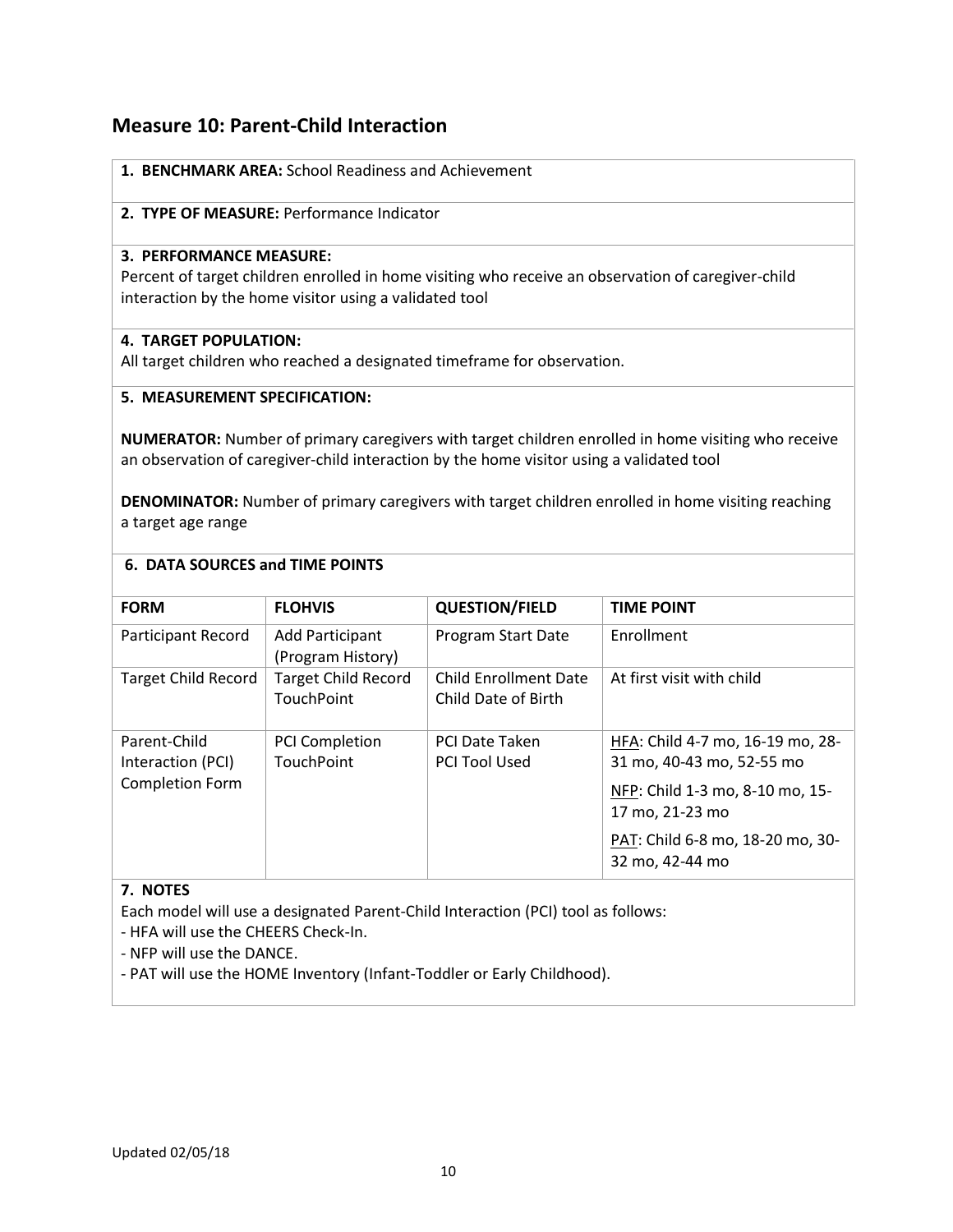## Measure 10: Parent-Child Interaction

**1. BENCHMARK AREA:** School Readiness and Achievement

**2. TYPE OF MEASURE:** Performance Indicator

**3. PERFORMANCE MEASURE:**
Percent of target children enrolled in home visiting who receive an observation of caregiver-child interaction by the home visitor using a validated tool

**4. TARGET POPULATION:**
All target children who reached a designated timeframe for observation.

**5. MEASUREMENT SPECIFICATION:**

**NUMERATOR:** Number of primary caregivers with target children enrolled in home visiting who receive an observation of caregiver-child interaction by the home visitor using a validated tool

**DENOMINATOR:** Number of primary caregivers with target children enrolled in home visiting reaching a target age range

**6. DATA SOURCES and TIME POINTS**

| FORM | FLOHVIS | QUESTION/FIELD | TIME POINT |
|---|---|---|---|
| Participant Record | Add Participant (Program History) | Program Start Date | Enrollment |
| Target Child Record | Target Child Record TouchPoint | Child Enrollment Date<br>Child Date of Birth | At first visit with child |
| Parent-Child Interaction (PCI) Completion Form | PCI Completion TouchPoint | PCI Date Taken<br>PCI Tool Used | HFA: Child 4-7 mo, 16-19 mo, 28-31 mo, 40-43 mo, 52-55 mo<br>NFP: Child 1-3 mo, 8-10 mo, 15-17 mo, 21-23 mo<br>PAT: Child 6-8 mo, 18-20 mo, 30-32 mo, 42-44 mo |

**7. NOTES**

Each model will use a designated Parent-Child Interaction (PCI) tool as follows:

- HFA will use the CHEERS Check-In.
- NFP will use the DANCE.
- PAT will use the HOME Inventory (Infant-Toddler or Early Childhood).

Updated 02/05/18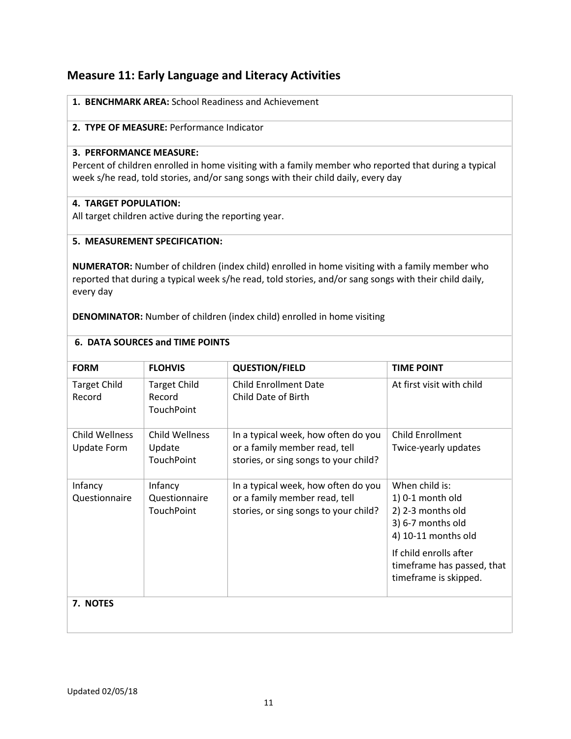## Measure 11: Early Language and Literacy Activities

**1. BENCHMARK AREA:** School Readiness and Achievement

**2. TYPE OF MEASURE:** Performance Indicator

**3. PERFORMANCE MEASURE:**
Percent of children enrolled in home visiting with a family member who reported that during a typical week s/he read, told stories, and/or sang songs with their child daily, every day

**4. TARGET POPULATION:**
All target children active during the reporting year.

**5. MEASUREMENT SPECIFICATION:**

**NUMERATOR:** Number of children (index child) enrolled in home visiting with a family member who reported that during a typical week s/he read, told stories, and/or sang songs with their child daily, every day

**DENOMINATOR:** Number of children (index child) enrolled in home visiting

**6. DATA SOURCES and TIME POINTS**

| FORM | FLOHVIS | QUESTION/FIELD | TIME POINT |
|---|---|---|---|
| Target Child Record | Target Child Record TouchPoint | Child Enrollment Date<br>Child Date of Birth | At first visit with child |
| Child Wellness Update Form | Child Wellness Update TouchPoint | In a typical week, how often do you or a family member read, tell stories, or sing songs to your child? | Child Enrollment<br>Twice-yearly updates |
| Infancy Questionnaire | Infancy Questionnaire TouchPoint | In a typical week, how often do you or a family member read, tell stories, or sing songs to your child? | When child is:<br>1) 0-1 month old<br>2) 2-3 months old<br>3) 6-7 months old<br>4) 10-11 months old<br><br>If child enrolls after timeframe has passed, that timeframe is skipped. |

**7. NOTES**

Updated 02/05/18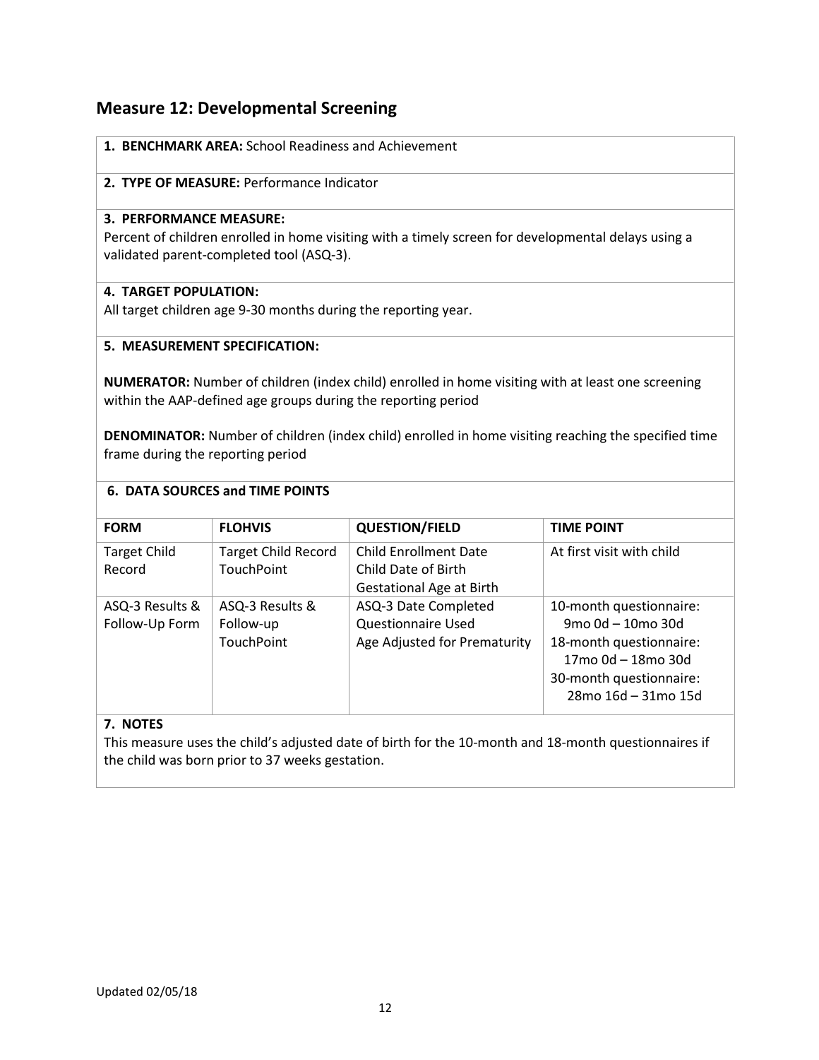## Measure 12: Developmental Screening

**1. BENCHMARK AREA:** School Readiness and Achievement

**2. TYPE OF MEASURE:** Performance Indicator

**3. PERFORMANCE MEASURE:**
Percent of children enrolled in home visiting with a timely screen for developmental delays using a validated parent-completed tool (ASQ-3).

**4. TARGET POPULATION:**
All target children age 9-30 months during the reporting year.

**5. MEASUREMENT SPECIFICATION:**

**NUMERATOR:** Number of children (index child) enrolled in home visiting with at least one screening within the AAP-defined age groups during the reporting period

**DENOMINATOR:** Number of children (index child) enrolled in home visiting reaching the specified time frame during the reporting period

**6. DATA SOURCES and TIME POINTS**

| FORM | FLOHVIS | QUESTION/FIELD | TIME POINT |
|---|---|---|---|
| Target Child Record | Target Child Record TouchPoint | Child Enrollment Date<br>Child Date of Birth<br>Gestational Age at Birth | At first visit with child |
| ASQ-3 Results & Follow-Up Form | ASQ-3 Results & Follow-up TouchPoint | ASQ-3 Date Completed<br>Questionnaire Used<br>Age Adjusted for Prematurity | 10-month questionnaire: 9mo 0d – 10mo 30d<br>18-month questionnaire: 17mo 0d – 18mo 30d<br>30-month questionnaire: 28mo 16d – 31mo 15d |

**7. NOTES**
This measure uses the child's adjusted date of birth for the 10-month and 18-month questionnaires if the child was born prior to 37 weeks gestation.

Updated 02/05/18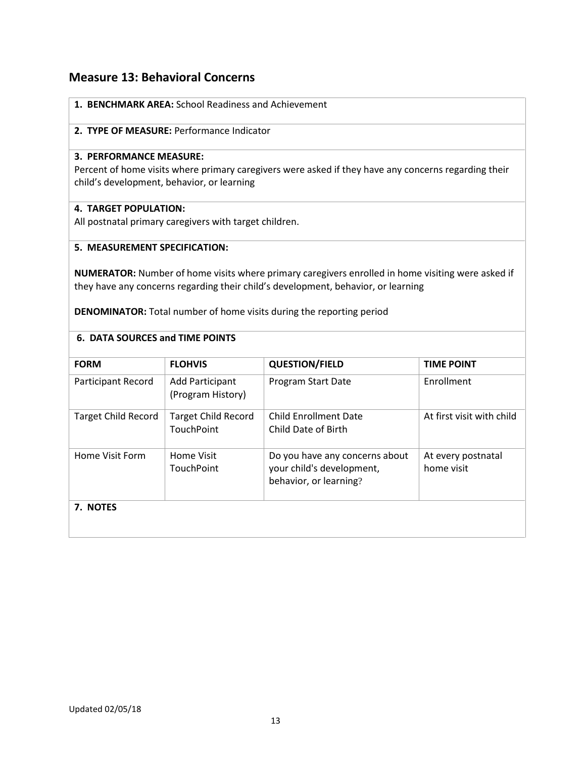## Measure 13: Behavioral Concerns

**1. BENCHMARK AREA:** School Readiness and Achievement

**2. TYPE OF MEASURE:** Performance Indicator

**3. PERFORMANCE MEASURE:**
Percent of home visits where primary caregivers were asked if they have any concerns regarding their child's development, behavior, or learning

**4. TARGET POPULATION:**
All postnatal primary caregivers with target children.

**5. MEASUREMENT SPECIFICATION:**

**NUMERATOR:** Number of home visits where primary caregivers enrolled in home visiting were asked if they have any concerns regarding their child's development, behavior, or learning

**DENOMINATOR:** Total number of home visits during the reporting period

**6. DATA SOURCES and TIME POINTS**

| FORM | FLOHVIS | QUESTION/FIELD | TIME POINT |
|---|---|---|---|
| Participant Record | Add Participant (Program History) | Program Start Date | Enrollment |
| Target Child Record | Target Child Record TouchPoint | Child Enrollment Date<br>Child Date of Birth | At first visit with child |
| Home Visit Form | Home Visit TouchPoint | Do you have any concerns about your child's development, behavior, or learning? | At every postnatal home visit |

**7. NOTES**

Updated 02/05/18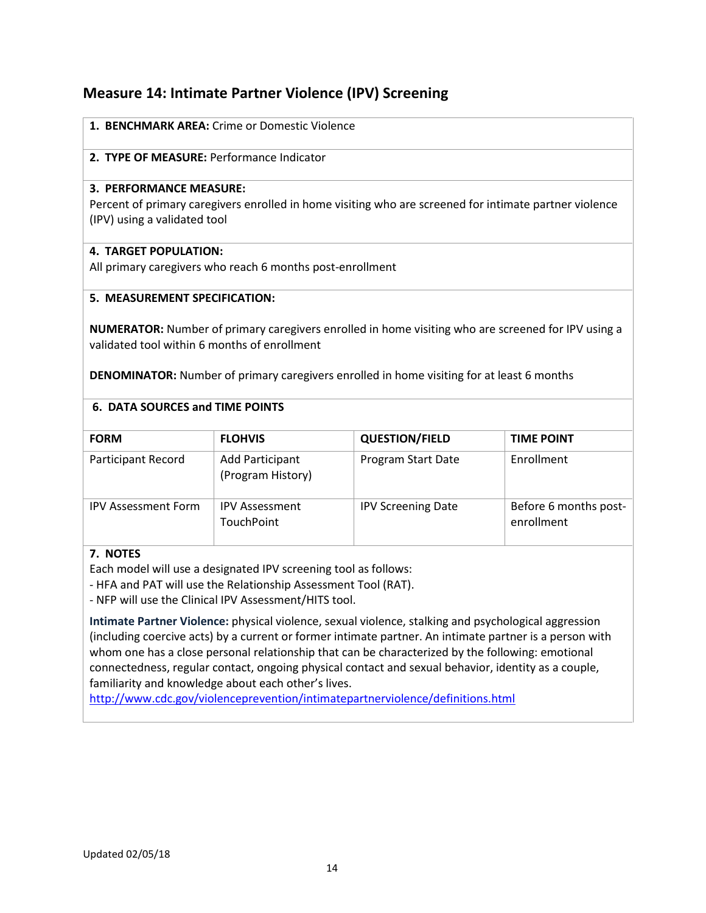## Measure 14: Intimate Partner Violence (IPV) Screening

**1. BENCHMARK AREA:** Crime or Domestic Violence

**2. TYPE OF MEASURE:** Performance Indicator

**3. PERFORMANCE MEASURE:**
Percent of primary caregivers enrolled in home visiting who are screened for intimate partner violence (IPV) using a validated tool

**4. TARGET POPULATION:**
All primary caregivers who reach 6 months post-enrollment

**5. MEASUREMENT SPECIFICATION:**

**NUMERATOR:** Number of primary caregivers enrolled in home visiting who are screened for IPV using a validated tool within 6 months of enrollment

**DENOMINATOR:** Number of primary caregivers enrolled in home visiting for at least 6 months

**6. DATA SOURCES and TIME POINTS**

| FORM | FLOHVIS | QUESTION/FIELD | TIME POINT |
|---|---|---|---|
| Participant Record | Add Participant (Program History) | Program Start Date | Enrollment |
| IPV Assessment Form | IPV Assessment TouchPoint | IPV Screening Date | Before 6 months post-enrollment |

**7. NOTES**
Each model will use a designated IPV screening tool as follows:
- HFA and PAT will use the Relationship Assessment Tool (RAT).
- NFP will use the Clinical IPV Assessment/HITS tool.

**Intimate Partner Violence:** physical violence, sexual violence, stalking and psychological aggression (including coercive acts) by a current or former intimate partner. An intimate partner is a person with whom one has a close personal relationship that can be characterized by the following: emotional connectedness, regular contact, ongoing physical contact and sexual behavior, identity as a couple, familiarity and knowledge about each other's lives.
http://www.cdc.gov/violenceprevention/intimatepartnerviolence/definitions.html

Updated 02/05/18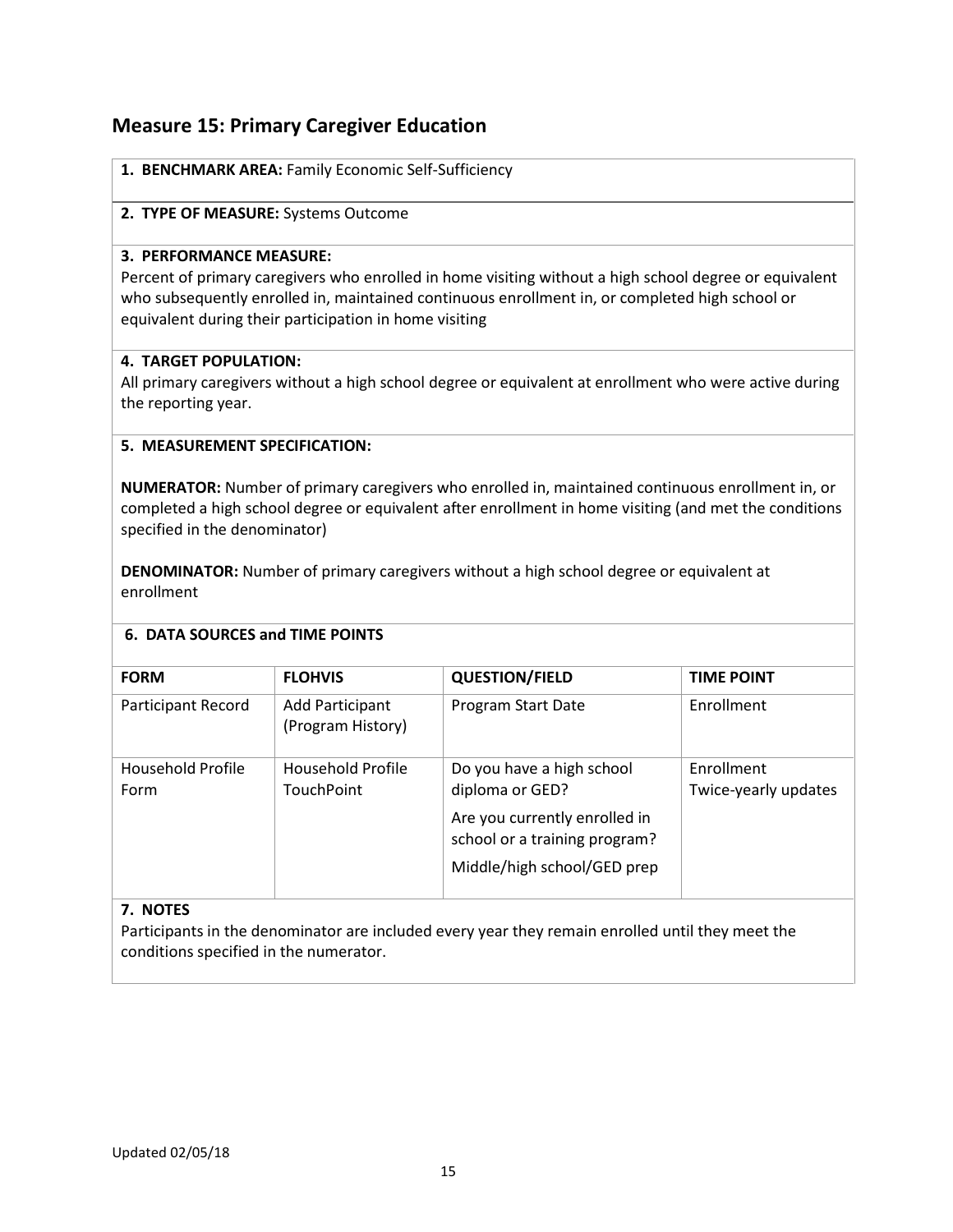## Measure 15: Primary Caregiver Education

**1. BENCHMARK AREA:** Family Economic Self-Sufficiency

**2. TYPE OF MEASURE:** Systems Outcome

**3. PERFORMANCE MEASURE:**
Percent of primary caregivers who enrolled in home visiting without a high school degree or equivalent who subsequently enrolled in, maintained continuous enrollment in, or completed high school or equivalent during their participation in home visiting

**4. TARGET POPULATION:**
All primary caregivers without a high school degree or equivalent at enrollment who were active during the reporting year.

**5. MEASUREMENT SPECIFICATION:**

**NUMERATOR:** Number of primary caregivers who enrolled in, maintained continuous enrollment in, or completed a high school degree or equivalent after enrollment in home visiting (and met the conditions specified in the denominator)

**DENOMINATOR:** Number of primary caregivers without a high school degree or equivalent at enrollment

**6. DATA SOURCES and TIME POINTS**

| FORM | FLOHVIS | QUESTION/FIELD | TIME POINT |
|---|---|---|---|
| Participant Record | Add Participant (Program History) | Program Start Date | Enrollment |
| Household Profile Form | Household Profile TouchPoint | Do you have a high school diploma or GED?<br>Are you currently enrolled in school or a training program?<br>Middle/high school/GED prep | Enrollment<br>Twice-yearly updates |

**7. NOTES**
Participants in the denominator are included every year they remain enrolled until they meet the conditions specified in the numerator.

Updated 02/05/18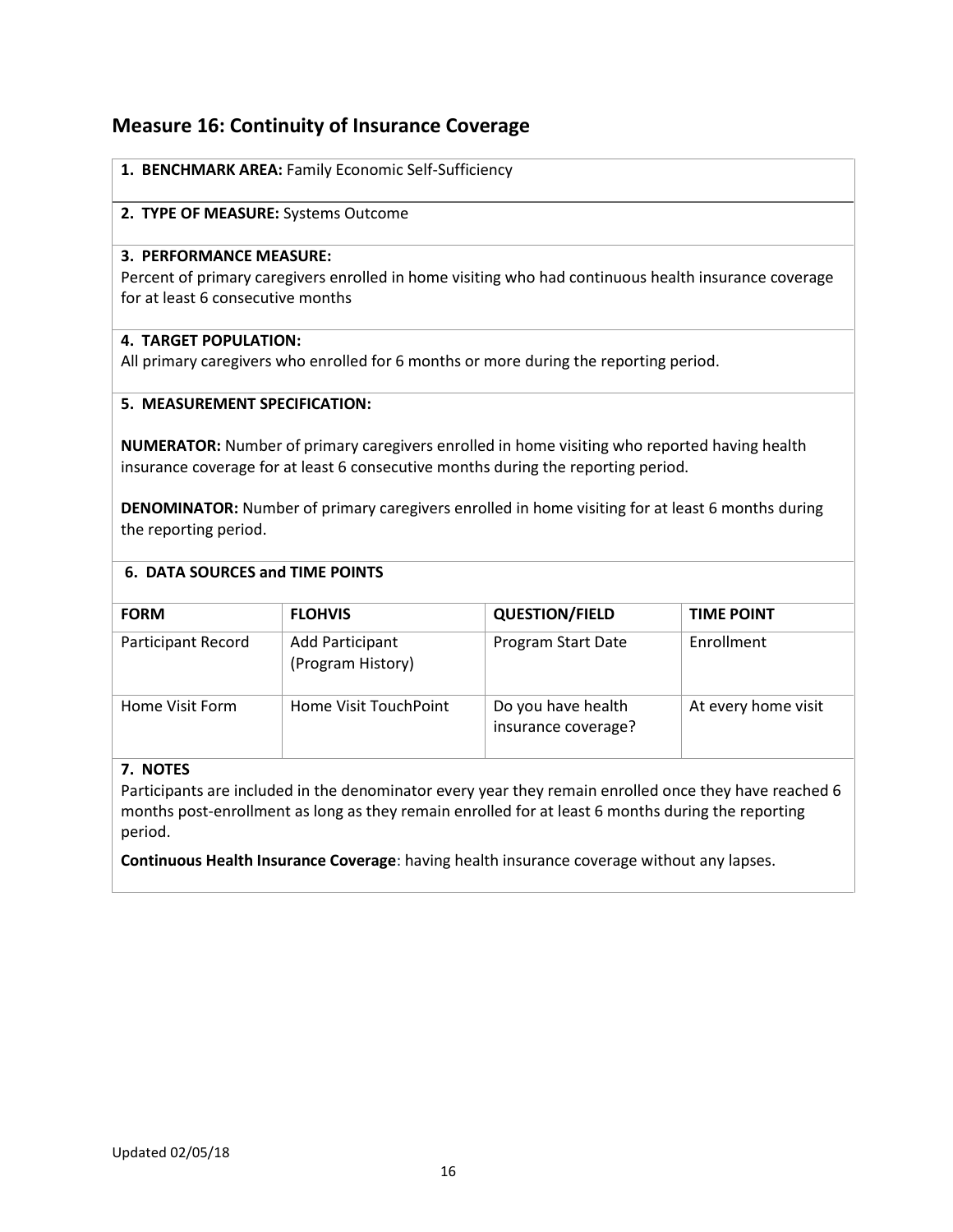## Measure 16: Continuity of Insurance Coverage

**1. BENCHMARK AREA:** Family Economic Self-Sufficiency

**2. TYPE OF MEASURE:** Systems Outcome

**3. PERFORMANCE MEASURE:**
Percent of primary caregivers enrolled in home visiting who had continuous health insurance coverage for at least 6 consecutive months

**4. TARGET POPULATION:**
All primary caregivers who enrolled for 6 months or more during the reporting period.

**5. MEASUREMENT SPECIFICATION:**

**NUMERATOR:** Number of primary caregivers enrolled in home visiting who reported having health insurance coverage for at least 6 consecutive months during the reporting period.

**DENOMINATOR:** Number of primary caregivers enrolled in home visiting for at least 6 months during the reporting period.

**6. DATA SOURCES and TIME POINTS**

| FORM | FLOHVIS | QUESTION/FIELD | TIME POINT |
|---|---|---|---|
| Participant Record | Add Participant (Program History) | Program Start Date | Enrollment |
| Home Visit Form | Home Visit TouchPoint | Do you have health insurance coverage? | At every home visit |

**7. NOTES**

Participants are included in the denominator every year they remain enrolled once they have reached 6 months post-enrollment as long as they remain enrolled for at least 6 months during the reporting period.

**Continuous Health Insurance Coverage**: having health insurance coverage without any lapses.

Updated 02/05/18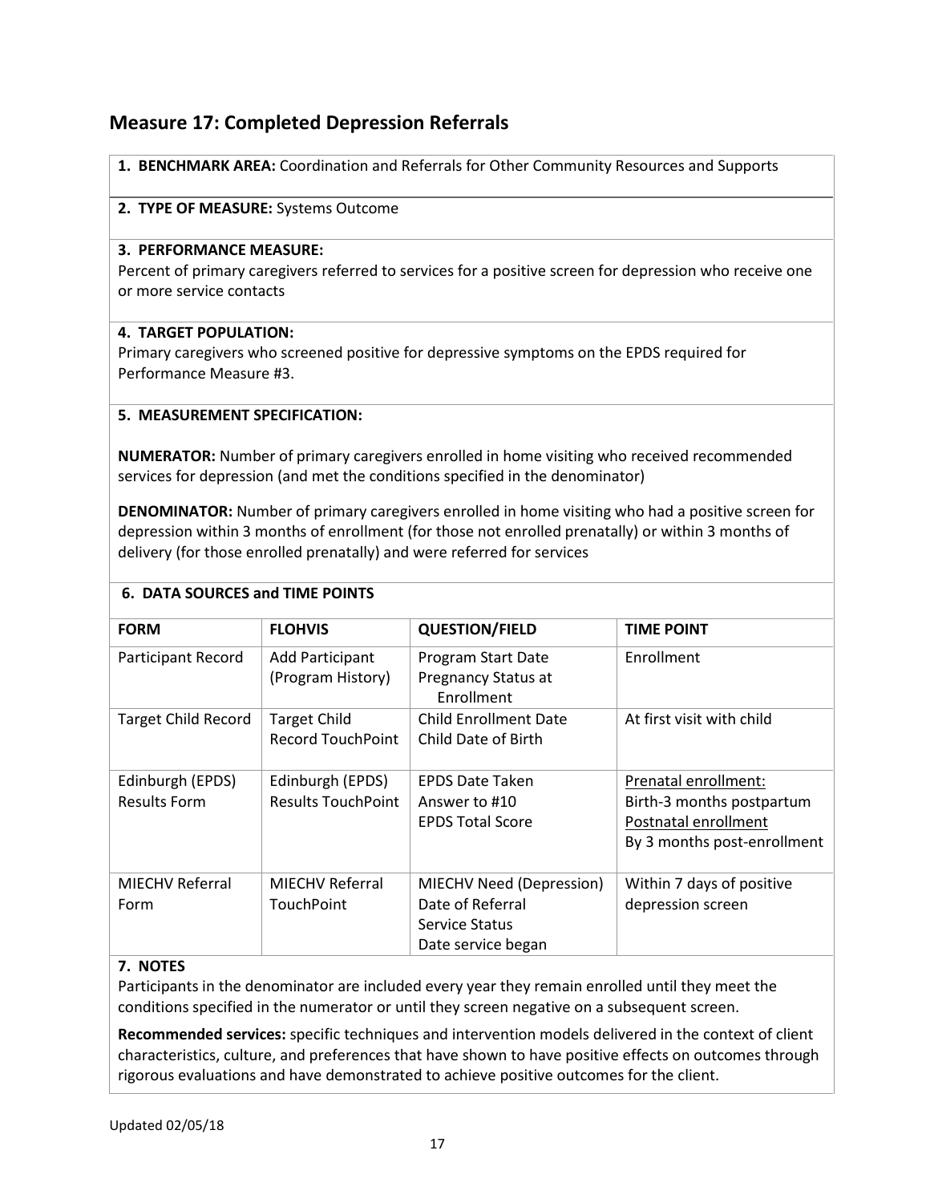## Measure 17: Completed Depression Referrals

**1. BENCHMARK AREA:** Coordination and Referrals for Other Community Resources and Supports

**2. TYPE OF MEASURE:** Systems Outcome

**3. PERFORMANCE MEASURE:**
Percent of primary caregivers referred to services for a positive screen for depression who receive one or more service contacts

**4. TARGET POPULATION:**
Primary caregivers who screened positive for depressive symptoms on the EPDS required for Performance Measure #3.

**5. MEASUREMENT SPECIFICATION:**

**NUMERATOR:** Number of primary caregivers enrolled in home visiting who received recommended services for depression (and met the conditions specified in the denominator)

**DENOMINATOR:** Number of primary caregivers enrolled in home visiting who had a positive screen for depression within 3 months of enrollment (for those not enrolled prenatally) or within 3 months of delivery (for those enrolled prenatally) and were referred for services

**6. DATA SOURCES and TIME POINTS**

| FORM | FLOHVIS | QUESTION/FIELD | TIME POINT |
|---|---|---|---|
| Participant Record | Add Participant (Program History) | Program Start Date<br>Pregnancy Status at Enrollment | Enrollment |
| Target Child Record | Target Child Record TouchPoint | Child Enrollment Date<br>Child Date of Birth | At first visit with child |
| Edinburgh (EPDS) Results Form | Edinburgh (EPDS) Results TouchPoint | EPDS Date Taken<br>Answer to #10<br>EPDS Total Score | Prenatal enrollment:<br>Birth-3 months postpartum<br>Postnatal enrollment<br>By 3 months post-enrollment |
| MIECHV Referral Form | MIECHV Referral TouchPoint | MIECHV Need (Depression)<br>Date of Referral<br>Service Status<br>Date service began | Within 7 days of positive depression screen |

**7. NOTES**

Participants in the denominator are included every year they remain enrolled until they meet the conditions specified in the numerator or until they screen negative on a subsequent screen.

**Recommended services:** specific techniques and intervention models delivered in the context of client characteristics, culture, and preferences that have shown to have positive effects on outcomes through rigorous evaluations and have demonstrated to achieve positive outcomes for the client.

Updated 02/05/18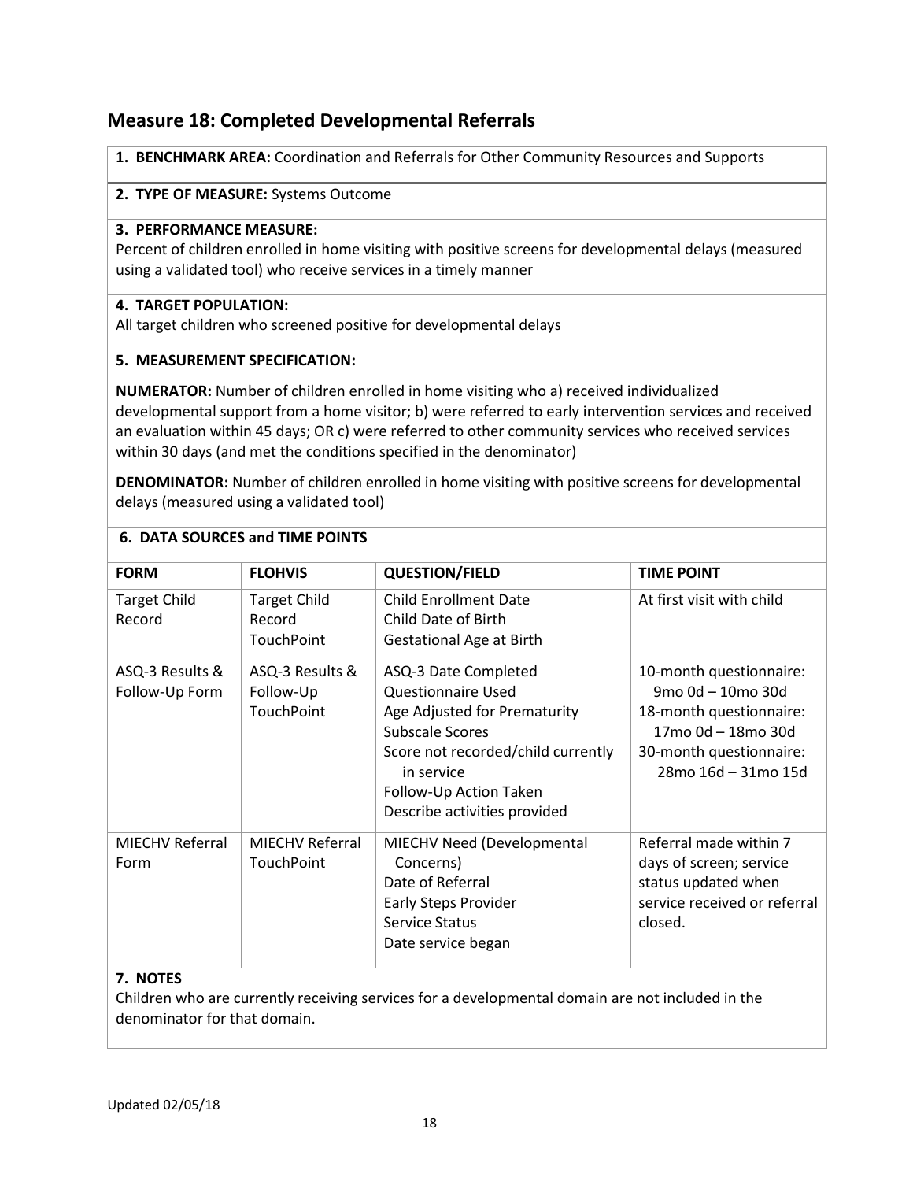## Measure 18: Completed Developmental Referrals

**1. BENCHMARK AREA:** Coordination and Referrals for Other Community Resources and Supports

**2. TYPE OF MEASURE:** Systems Outcome

**3. PERFORMANCE MEASURE:**
Percent of children enrolled in home visiting with positive screens for developmental delays (measured using a validated tool) who receive services in a timely manner

**4. TARGET POPULATION:**
All target children who screened positive for developmental delays

**5. MEASUREMENT SPECIFICATION:**

**NUMERATOR:** Number of children enrolled in home visiting who a) received individualized developmental support from a home visitor; b) were referred to early intervention services and received an evaluation within 45 days; OR c) were referred to other community services who received services within 30 days (and met the conditions specified in the denominator)

**DENOMINATOR:** Number of children enrolled in home visiting with positive screens for developmental delays (measured using a validated tool)

**6. DATA SOURCES and TIME POINTS**

| FORM | FLOHVIS | QUESTION/FIELD | TIME POINT |
|---|---|---|---|
| Target Child Record | Target Child Record TouchPoint | Child Enrollment Date<br>Child Date of Birth<br>Gestational Age at Birth | At first visit with child |
| ASQ-3 Results & Follow-Up Form | ASQ-3 Results & Follow-Up TouchPoint | ASQ-3 Date Completed<br>Questionnaire Used<br>Age Adjusted for Prematurity<br>Subscale Scores<br>Score not recorded/child currently in service<br>Follow-Up Action Taken<br>Describe activities provided | 10-month questionnaire: 9mo 0d – 10mo 30d<br>18-month questionnaire: 17mo 0d – 18mo 30d<br>30-month questionnaire: 28mo 16d – 31mo 15d |
| MIECHV Referral Form | MIECHV Referral TouchPoint | MIECHV Need (Developmental Concerns)<br>Date of Referral<br>Early Steps Provider<br>Service Status<br>Date service began | Referral made within 7 days of screen; service status updated when service received or referral closed. |

**7. NOTES**
Children who are currently receiving services for a developmental domain are not included in the denominator for that domain.

Updated 02/05/18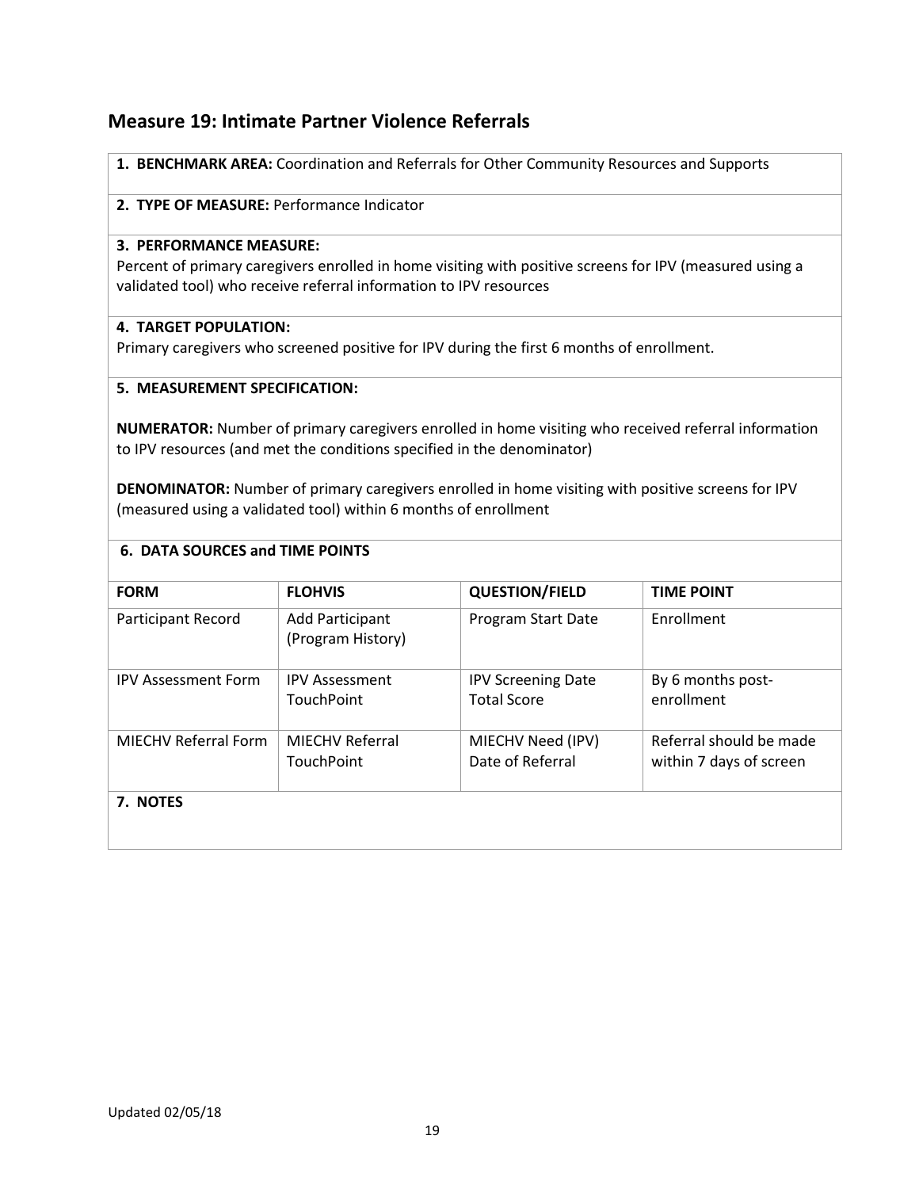## Measure 19: Intimate Partner Violence Referrals

**1. BENCHMARK AREA:** Coordination and Referrals for Other Community Resources and Supports

**2. TYPE OF MEASURE:** Performance Indicator

**3. PERFORMANCE MEASURE:**
Percent of primary caregivers enrolled in home visiting with positive screens for IPV (measured using a validated tool) who receive referral information to IPV resources

**4. TARGET POPULATION:**
Primary caregivers who screened positive for IPV during the first 6 months of enrollment.

**5. MEASUREMENT SPECIFICATION:**

**NUMERATOR:** Number of primary caregivers enrolled in home visiting who received referral information to IPV resources (and met the conditions specified in the denominator)

**DENOMINATOR:** Number of primary caregivers enrolled in home visiting with positive screens for IPV (measured using a validated tool) within 6 months of enrollment

**6. DATA SOURCES and TIME POINTS**

| FORM | FLOHVIS | QUESTION/FIELD | TIME POINT |
|---|---|---|---|
| Participant Record | Add Participant (Program History) | Program Start Date | Enrollment |
| IPV Assessment Form | IPV Assessment TouchPoint | IPV Screening Date<br>Total Score | By 6 months post-enrollment |
| MIECHV Referral Form | MIECHV Referral TouchPoint | MIECHV Need (IPV)<br>Date of Referral | Referral should be made within 7 days of screen |

**7. NOTES**

Updated 02/05/18